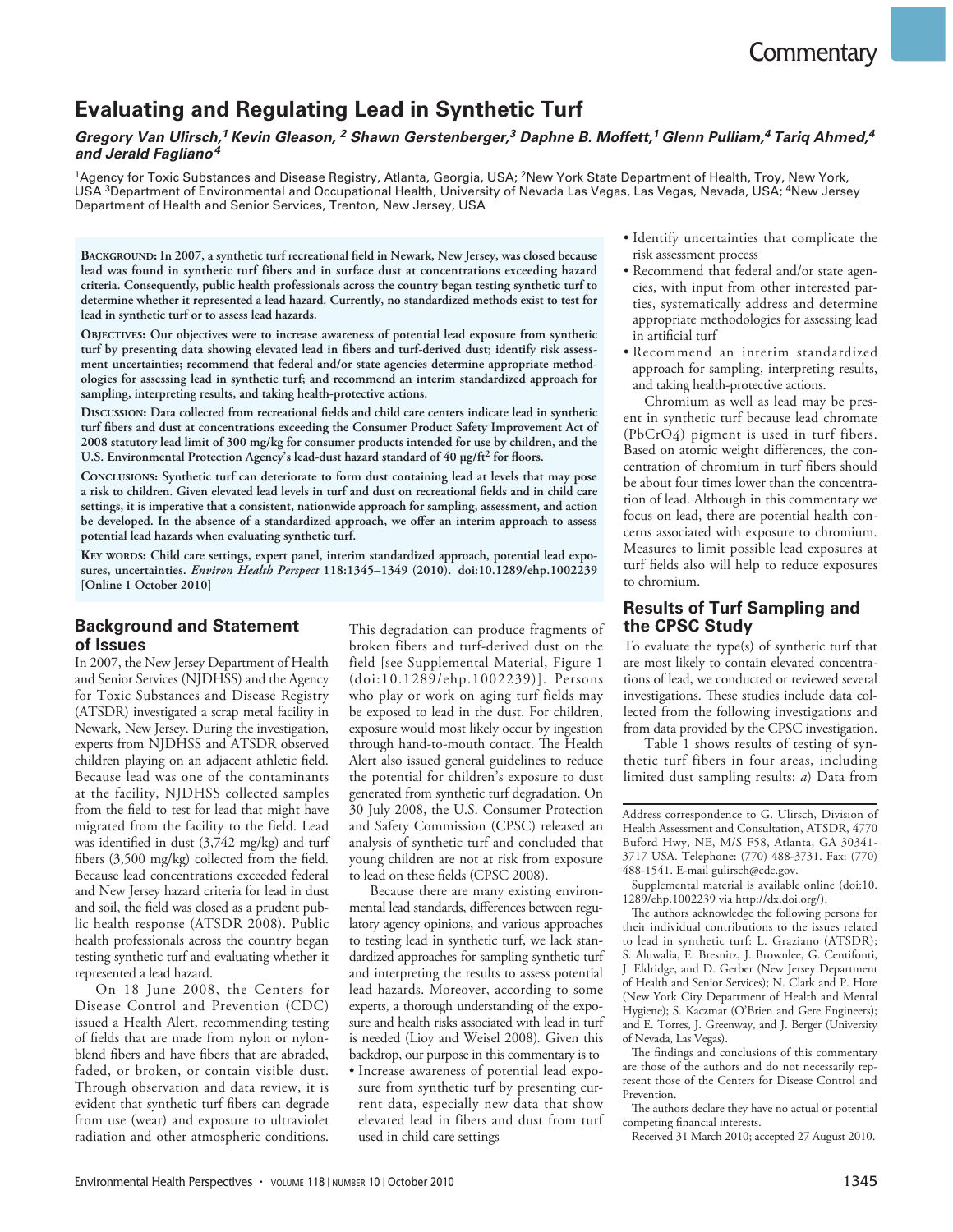Commentary

# Evaluating and Regulating Lead in Synthetic Turf

***Gregory Van Ulirsch,[1] Kevin Gleason,[2] Shawn Gerstenberger,[3] Daphne B. Moffett,[1] Glenn Pulliam,[4] Tariq Ahmed,[4] and Jerald Fagliano[4]***

[1]Agency for Toxic Substances and Disease Registry, Atlanta, Georgia, USA; [2]New York State Department of Health, Troy, New York, USA [3]Department of Environmental and Occupational Health, University of Nevada Las Vegas, Las Vegas, Nevada, USA; [4]New Jersey Department of Health and Senior Services, Trenton, New Jersey, USA

**Background: In 2007, a synthetic turf recreational field in Newark, New Jersey, was closed because lead was found in synthetic turf fibers and in surface dust at concentrations exceeding hazard criteria. Consequently, public health professionals across the country began testing synthetic turf to determine whether it represented a lead hazard. Currently, no standardized methods exist to test for lead in synthetic turf or to assess lead hazards.**

**Objectives: Our objectives were to increase awareness of potential lead exposure from synthetic turf by presenting data showing elevated lead in fibers and turf-derived dust; identify risk assessment uncertainties; recommend that federal and/or state agencies determine appropriate methodologies for assessing lead in synthetic turf; and recommend an interim standardized approach for sampling, interpreting results, and taking health-protective actions.**

**Discussion: Data collected from recreational fields and child care centers indicate lead in synthetic turf fibers and dust at concentrations exceeding the Consumer Product Safety Improvement Act of 2008 statutory lead limit of 300 mg/kg for consumer products intended for use by children, and the U.S. Environmental Protection Agency's lead-dust hazard standard of 40 µg/ft$^2$ for floors.**

**Conclusions: Synthetic turf can deteriorate to form dust containing lead at levels that may pose a risk to children. Given elevated lead levels in turf and dust on recreational fields and in child care settings, it is imperative that a consistent, nationwide approach for sampling, assessment, and action be developed. In the absence of a standardized approach, we offer an interim approach to assess potential lead hazards when evaluating synthetic turf.**

**Key words: Child care settings, expert panel, interim standardized approach, potential lead exposures, uncertainties. *Environ Health Perspect* 118:1345–1349 (2010). doi:10.1289/ehp.1002239 [Online 1 October 2010]**

## Background and Statement of Issues

In 2007, the New Jersey Department of Health and Senior Services (NJDHSS) and the Agency for Toxic Substances and Disease Registry (ATSDR) investigated a scrap metal facility in Newark, New Jersey. During the investigation, experts from NJDHSS and ATSDR observed children playing on an adjacent athletic field. Because lead was one of the contaminants at the facility, NJDHSS collected samples from the field to test for lead that might have migrated from the facility to the field. Lead was identified in dust (3,742 mg/kg) and turf fibers (3,500 mg/kg) collected from the field. Because lead concentrations exceeded federal and New Jersey hazard criteria for lead in dust and soil, the field was closed as a prudent public health response (ATSDR 2008). Public health professionals across the country began testing synthetic turf and evaluating whether it represented a lead hazard.

On 18 June 2008, the Centers for Disease Control and Prevention (CDC) issued a Health Alert, recommending testing of fields that are made from nylon or nylon-blend fibers and have fibers that are abraded, faded, or broken, or contain visible dust. Through observation and data review, it is evident that synthetic turf fibers can degrade from use (wear) and exposure to ultraviolet radiation and other atmospheric conditions. This degradation can produce fragments of broken fibers and turf-derived dust on the field [see Supplemental Material, Figure 1 (doi:10.1289/ehp.1002239)]. Persons who play or work on aging turf fields may be exposed to lead in the dust. For children, exposure would most likely occur by ingestion through hand-to-mouth contact. The Health Alert also issued general guidelines to reduce the potential for children's exposure to dust generated from synthetic turf degradation. On 30 July 2008, the U.S. Consumer Protection and Safety Commission (CPSC) released an analysis of synthetic turf and concluded that young children are not at risk from exposure to lead on these fields (CPSC 2008).

Because there are many existing environmental lead standards, differences between regulatory agency opinions, and various approaches to testing lead in synthetic turf, we lack standardized approaches for sampling synthetic turf and interpreting the results to assess potential lead hazards. Moreover, according to some experts, a thorough understanding of the exposure and health risks associated with lead in turf is needed (Lioy and Weisel 2008). Given this backdrop, our purpose in this commentary is to

- Increase awareness of potential lead exposure from synthetic turf by presenting current data, especially new data that show elevated lead in fibers and dust from turf used in child care settings
- Identify uncertainties that complicate the risk assessment process
- Recommend that federal and/or state agencies, with input from other interested parties, systematically address and determine appropriate methodologies for assessing lead in artificial turf
- Recommend an interim standardized approach for sampling, interpreting results, and taking health-protective actions.

Chromium as well as lead may be present in synthetic turf because lead chromate ($PbCrO_4$) pigment is used in turf fibers. Based on atomic weight differences, the concentration of chromium in turf fibers should be about four times lower than the concentration of lead. Although in this commentary we focus on lead, there are potential health concerns associated with exposure to chromium. Measures to limit possible lead exposures at turf fields also will help to reduce exposures to chromium.

## Results of Turf Sampling and the CPSC Study

To evaluate the type(s) of synthetic turf that are most likely to contain elevated concentrations of lead, we conducted or reviewed several investigations. These studies include data collected from the following investigations and from data provided by the CPSC investigation.

Table 1 shows results of testing of synthetic turf fibers in four areas, including limited dust sampling results: *a*) Data from

Address correspondence to G. Ulirsch, Division of Health Assessment and Consultation, ATSDR, 4770 Buford Hwy, NE, M/S F58, Atlanta, GA 30341-3717 USA. Telephone: (770) 488-3731. Fax: (770) 488-1541. E-mail gulirsch@cdc.gov.

Supplemental material is available online (doi:10.1289/ehp.1002239 via http://dx.doi.org/).

The authors acknowledge the following persons for their individual contributions to the issues related to lead in synthetic turf: L. Graziano (ATSDR); S. Aluwalia, E. Bresnitz, J. Brownlee, G. Centifonti, J. Eldridge, and D. Gerber (New Jersey Department of Health and Senior Services); N. Clark and P. Hore (New York City Department of Health and Mental Hygiene); S. Kaczmar (O'Brien and Gere Engineers); and E. Torres, J. Greenway, and J. Berger (University of Nevada, Las Vegas).

The findings and conclusions of this commentary are those of the authors and do not necessarily represent those of the Centers for Disease Control and Prevention.

The authors declare they have no actual or potential competing financial interests.

Received 31 March 2010; accepted 27 August 2010.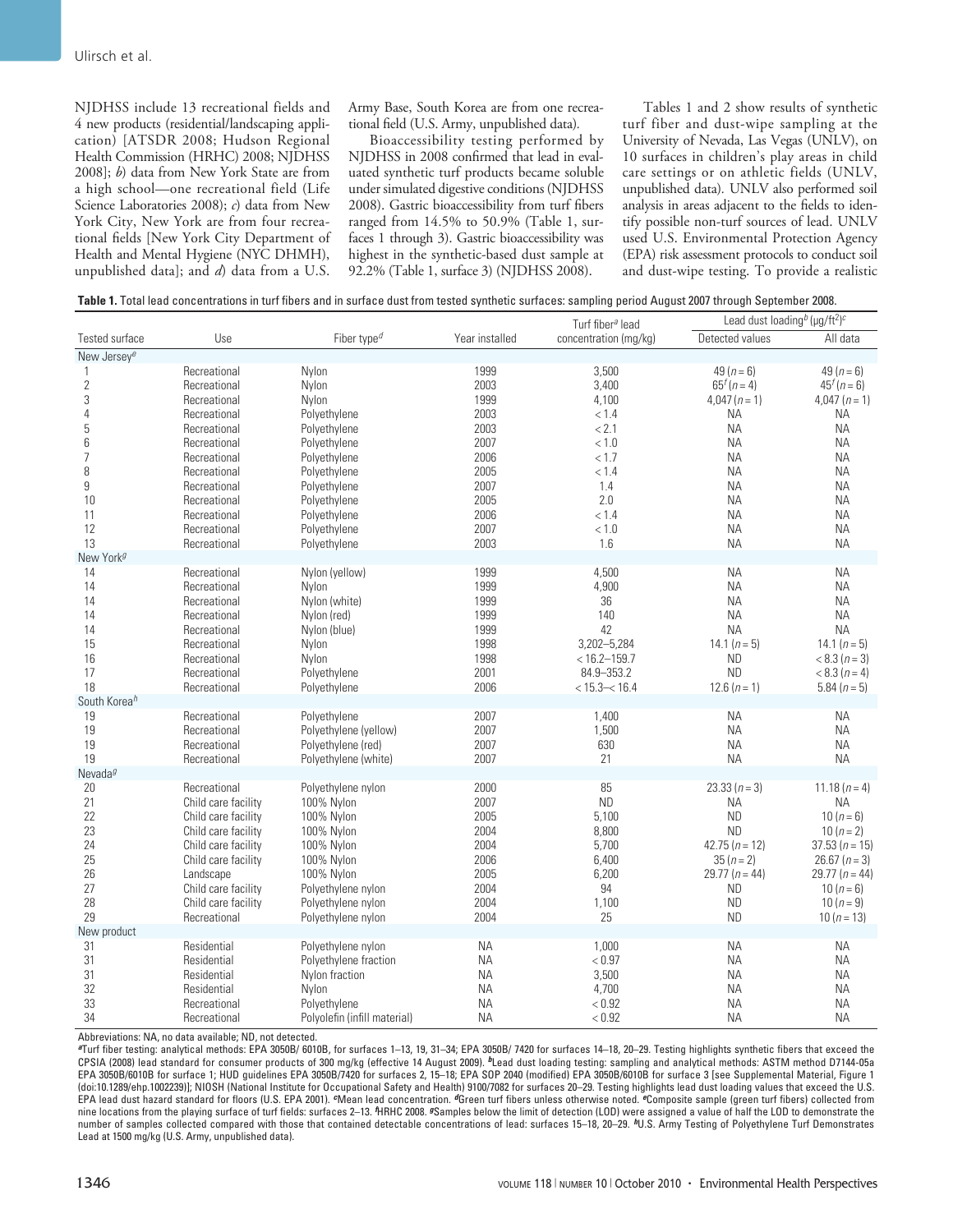NJDHSS include 13 recreational fields and 4 new products (residential/landscaping application) [ATSDR 2008; Hudson Regional Health Commission (HRHC) 2008; NJDHSS 2008]; *b*) data from New York State are from a high school—one recreational field (Life Science Laboratories 2008); *c*) data from New York City, New York are from four recreational fields [New York City Department of Health and Mental Hygiene (NYC DHMH), unpublished data]; and *d*) data from a U.S. Army Base, South Korea are from one recreational field (U.S. Army, unpublished data).

Bioaccessibility testing performed by NJDHSS in 2008 confirmed that lead in evaluated synthetic turf products became soluble under simulated digestive conditions (NJDHSS 2008). Gastric bioaccessibility from turf fibers ranged from 14.5% to 50.9% (Table 1, surfaces 1 through 3). Gastric bioaccessibility was highest in the synthetic-based dust sample at 92.2% (Table 1, surface 3) (NJDHSS 2008).

Tables 1 and 2 show results of synthetic turf fiber and dust-wipe sampling at the University of Nevada, Las Vegas (UNLV), on 10 surfaces in children's play areas in child care settings or on athletic fields (UNLV, unpublished data). UNLV also performed soil analysis in areas adjacent to the fields to identify possible non-turf sources of lead. UNLV used U.S. Environmental Protection Agency (EPA) risk assessment protocols to conduct soil and dust-wipe testing. To provide a realistic

**Table 1.** Total lead concentrations in turf fibers and in surface dust from tested synthetic surfaces: sampling period August 2007 through September 2008.

| Tested surface | Use | Fiber type[d] | Year installed | Turf fiber[a] lead concentration (mg/kg) | Lead dust loading[b] (μg/ft²)[c] | |
|---|---|---|---|---|---|---|
| | | | | | Detected values | All data |
| New Jersey[e] | | | | | | |
| 1 | Recreational | Nylon | 1999 | 3,500 | 49 (*n* = 6) | 49 (*n* = 6) |
| 2 | Recreational | Nylon | 2003 | 3,400 | 65[f] (*n* = 4) | 45[f] (*n* = 6) |
| 3 | Recreational | Nylon | 1999 | 4,100 | 4,047 (*n* = 1) | 4,047 (*n* = 1) |
| 4 | Recreational | Polyethylene | 2003 | < 1.4 | NA | NA |
| 5 | Recreational | Polyethylene | 2003 | < 2.1 | NA | NA |
| 6 | Recreational | Polyethylene | 2007 | < 1.0 | NA | NA |
| 7 | Recreational | Polyethylene | 2006 | < 1.7 | NA | NA |
| 8 | Recreational | Polyethylene | 2005 | < 1.4 | NA | NA |
| 9 | Recreational | Polyethylene | 2007 | 1.4 | NA | NA |
| 10 | Recreational | Polyethylene | 2005 | 2.0 | NA | NA |
| 11 | Recreational | Polyethylene | 2006 | < 1.4 | NA | NA |
| 12 | Recreational | Polyethylene | 2007 | < 1.0 | NA | NA |
| 13 | Recreational | Polyethylene | 2003 | 1.6 | NA | NA |
| New York[g] | | | | | | |
| 14 | Recreational | Nylon (yellow) | 1999 | 4,500 | NA | NA |
| 14 | Recreational | Nylon | 1999 | 4,900 | NA | NA |
| 14 | Recreational | Nylon (white) | 1999 | 36 | NA | NA |
| 14 | Recreational | Nylon (red) | 1999 | 140 | NA | NA |
| 14 | Recreational | Nylon (blue) | 1999 | 42 | NA | NA |
| 15 | Recreational | Nylon | 1998 | 3,202–5,284 | 14.1 (*n* = 5) | 14.1 (*n* = 5) |
| 16 | Recreational | Nylon | 1998 | < 16.2–159.7 | ND | < 8.3 (*n* = 3) |
| 17 | Recreational | Polyethylene | 2001 | 84.9–353.2 | ND | < 8.3 (*n* = 4) |
| 18 | Recreational | Polyethylene | 2006 | < 15.3–< 16.4 | 12.6 (*n* = 1) | 5.84 (*n* = 5) |
| South Korea[h] | | | | | | |
| 19 | Recreational | Polyethylene | 2007 | 1,400 | NA | NA |
| 19 | Recreational | Polyethylene (yellow) | 2007 | 1,500 | NA | NA |
| 19 | Recreational | Polyethylene (red) | 2007 | 630 | NA | NA |
| 19 | Recreational | Polyethylene (white) | 2007 | 21 | NA | NA |
| Nevada[g] | | | | | | |
| 20 | Recreational | Polyethylene nylon | 2000 | 85 | 23.33 (*n* = 3) | 11.18 (*n* = 4) |
| 21 | Child care facility | 100% Nylon | 2007 | ND | NA | NA |
| 22 | Child care facility | 100% Nylon | 2005 | 5,100 | ND | 10 (*n* = 6) |
| 23 | Child care facility | 100% Nylon | 2004 | 8,800 | ND | 10 (*n* = 2) |
| 24 | Child care facility | 100% Nylon | 2004 | 5,700 | 42.75 (*n* = 12) | 37.53 (*n* = 15) |
| 25 | Child care facility | 100% Nylon | 2006 | 6,400 | 35 (*n* = 2) | 26.67 (*n* = 3) |
| 26 | Landscape | 100% Nylon | 2005 | 6,200 | 29.77 (*n* = 44) | 29.77 (*n* = 44) |
| 27 | Child care facility | Polyethylene nylon | 2004 | 94 | ND | 10 (*n* = 6) |
| 28 | Child care facility | Polyethylene nylon | 2004 | 1,100 | ND | 10 (*n* = 9) |
| 29 | Recreational | Polyethylene nylon | 2004 | 25 | ND | 10 (*n* = 13) |
| New product | | | | | | |
| 31 | Residential | Polyethylene nylon | NA | 1,000 | NA | NA |
| 31 | Residential | Polyethylene fraction | NA | < 0.97 | NA | NA |
| 31 | Residential | Nylon fraction | NA | 3,500 | NA | NA |
| 32 | Residential | Nylon | NA | 4,700 | NA | NA |
| 33 | Recreational | Polyethylene | NA | < 0.92 | NA | NA |
| 34 | Recreational | Polyolefin (infill material) | NA | < 0.92 | NA | NA |

Abbreviations: NA, no data available; ND, not detected.
[a]Turf fiber testing: analytical methods: EPA 3050B/ 6010B, for surfaces 1–13, 19, 31–34; EPA 3050B/ 7420 for surfaces 14–18, 20–29. Testing highlights synthetic fibers that exceed the CPSIA (2008) lead standard for consumer products of 300 mg/kg (effective 14 August 2009). [b]Lead dust loading testing: sampling and analytical methods: ASTM method D7144-05a EPA 3050B/6010B for surface 1; HUD guidelines EPA 3050B/7420 for surfaces 2, 15–18; EPA SOP 2040 (modified) EPA 3050B/6010B for surface 3 [see Supplemental Material, Figure 1 (doi:10.1289/ehp.1002239)]; NIOSH (National Institute for Occupational Safety and Health) 9100/7082 for surfaces 20–29. Testing highlights lead dust loading values that exceed the U.S. EPA lead dust hazard standard for floors (U.S. EPA 2001). [c]Mean lead concentration. [d]Green turf fibers unless otherwise noted. [e]Composite sample (green turf fibers) collected from nine locations from the playing surface of turf fields: surfaces 2–13. [f]HRHC 2008. [g]Samples below the limit of detection (LOD) were assigned a value of half the LOD to demonstrate the number of samples collected compared with those that contained detectable concentrations of lead: surfaces 15–18, 20–29. [h]U.S. Army Testing of Polyethylene Turf Demonstrates Lead at 1500 mg/kg (U.S. Army, unpublished data).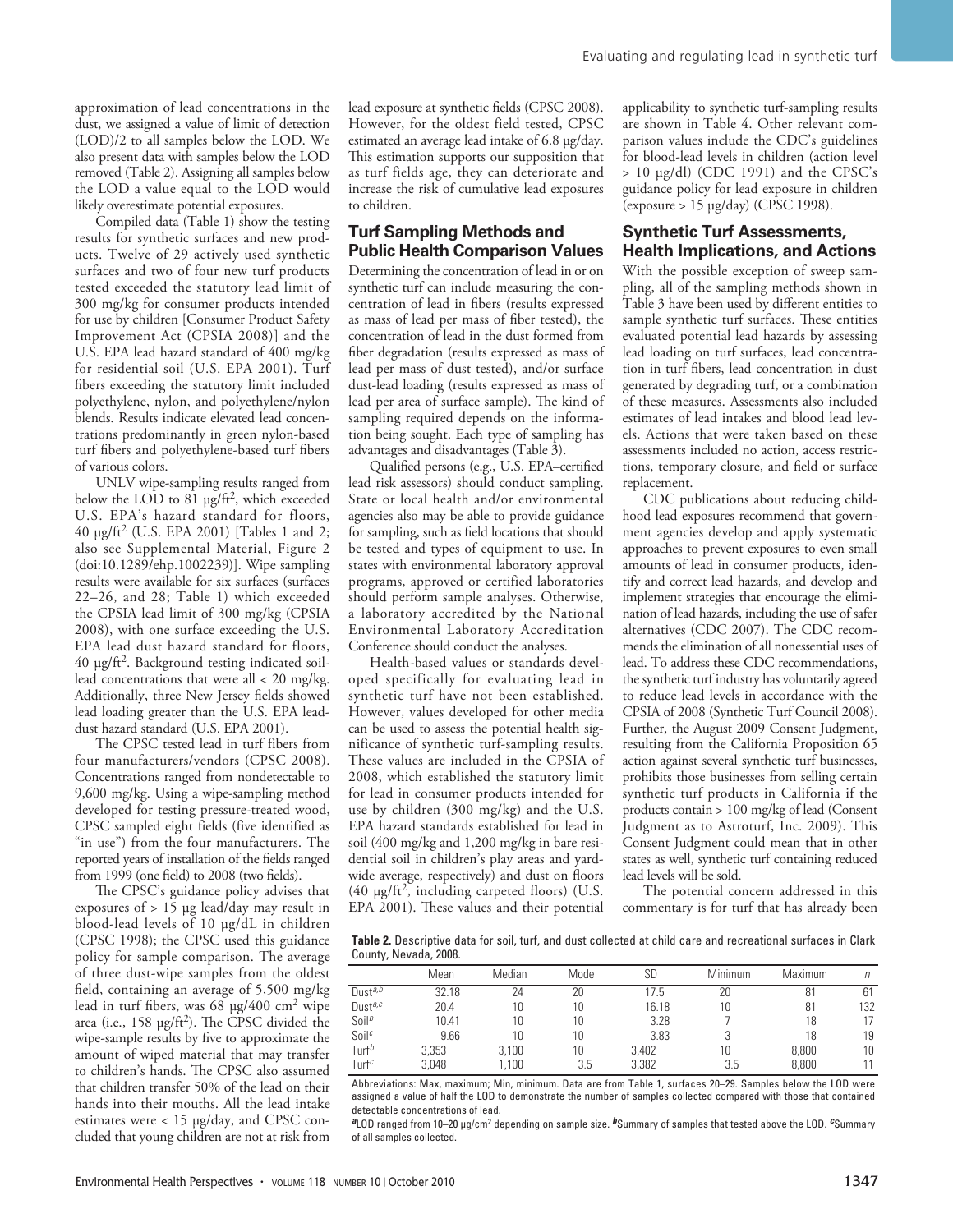approximation of lead concentrations in the dust, we assigned a value of limit of detection (LOD)/2 to all samples below the LOD. We also present data with samples below the LOD removed (Table 2). Assigning all samples below the LOD a value equal to the LOD would likely overestimate potential exposures.

Compiled data (Table 1) show the testing results for synthetic surfaces and new products. Twelve of 29 actively used synthetic surfaces and two of four new turf products tested exceeded the statutory lead limit of 300 mg/kg for consumer products intended for use by children [Consumer Product Safety Improvement Act (CPSIA 2008)] and the U.S. EPA lead hazard standard of 400 mg/kg for residential soil (U.S. EPA 2001). Turf fibers exceeding the statutory limit included polyethylene, nylon, and polyethylene/nylon blends. Results indicate elevated lead concentrations predominantly in green nylon-based turf fibers and polyethylene-based turf fibers of various colors.

UNLV wipe-sampling results ranged from below the LOD to 81 µg/ft$^2$, which exceeded U.S. EPA's hazard standard for floors, 40 µg/ft$^2$ (U.S. EPA 2001) [Tables 1 and 2; also see Supplemental Material, Figure 2 (doi:10.1289/ehp.1002239)]. Wipe sampling results were available for six surfaces (surfaces 22–26, and 28; Table 1) which exceeded the CPSIA lead limit of 300 mg/kg (CPSIA 2008), with one surface exceeding the U.S. EPA lead dust hazard standard for floors, 40 µg/ft$^2$. Background testing indicated soil-lead concentrations that were all < 20 mg/kg. Additionally, three New Jersey fields showed lead loading greater than the U.S. EPA lead-dust hazard standard (U.S. EPA 2001).

The CPSC tested lead in turf fibers from four manufacturers/vendors (CPSC 2008). Concentrations ranged from nondetectable to 9,600 mg/kg. Using a wipe-sampling method developed for testing pressure-treated wood, CPSC sampled eight fields (five identified as "in use") from the four manufacturers. The reported years of installation of the fields ranged from 1999 (one field) to 2008 (two fields).

The CPSC's guidance policy advises that exposures of > 15 µg lead/day may result in blood-lead levels of 10 µg/dL in children (CPSC 1998); the CPSC used this guidance policy for sample comparison. The average of three dust-wipe samples from the oldest field, containing an average of 5,500 mg/kg lead in turf fibers, was 68 µg/400 cm$^2$ wipe area (i.e., 158 µg/ft$^2$). The CPSC divided the wipe-sample results by five to approximate the amount of wiped material that may transfer to children's hands. The CPSC also assumed that children transfer 50% of the lead on their hands into their mouths. All the lead intake estimates were < 15 µg/day, and CPSC concluded that young children are not at risk from lead exposure at synthetic fields (CPSC 2008). However, for the oldest field tested, CPSC estimated an average lead intake of 6.8 µg/day. This estimation supports our supposition that as turf fields age, they can deteriorate and increase the risk of cumulative lead exposures to children.

## Turf Sampling Methods and Public Health Comparison Values

Determining the concentration of lead in or on synthetic turf can include measuring the concentration of lead in fibers (results expressed as mass of lead per mass of fiber tested), the concentration of lead in the dust formed from fiber degradation (results expressed as mass of lead per mass of dust tested), and/or surface dust-lead loading (results expressed as mass of lead per area of surface sample). The kind of sampling required depends on the information being sought. Each type of sampling has advantages and disadvantages (Table 3).

Qualified persons (e.g., U.S. EPA–certified lead risk assessors) should conduct sampling. State or local health and/or environmental agencies also may be able to provide guidance for sampling, such as field locations that should be tested and types of equipment to use. In states with environmental laboratory approval programs, approved or certified laboratories should perform sample analyses. Otherwise, a laboratory accredited by the National Environmental Laboratory Accreditation Conference should conduct the analyses.

Health-based values or standards developed specifically for evaluating lead in synthetic turf have not been established. However, values developed for other media can be used to assess the potential health significance of synthetic turf-sampling results. These values are included in the CPSIA of 2008, which established the statutory limit for lead in consumer products intended for use by children (300 mg/kg) and the U.S. EPA hazard standards established for lead in soil (400 mg/kg and 1,200 mg/kg in bare residential soil in children's play areas and yard-wide average, respectively) and dust on floors (40 µg/ft$^2$, including carpeted floors) (U.S. EPA 2001). These values and their potential applicability to synthetic turf-sampling results are shown in Table 4. Other relevant comparison values include the CDC's guidelines for blood-lead levels in children (action level > 10 µg/dl) (CDC 1991) and the CPSC's guidance policy for lead exposure in children (exposure > 15 µg/day) (CPSC 1998).

## Synthetic Turf Assessments, Health Implications, and Actions

With the possible exception of sweep sampling, all of the sampling methods shown in Table 3 have been used by different entities to sample synthetic turf surfaces. These entities evaluated potential lead hazards by assessing lead loading on turf surfaces, lead concentration in turf fibers, lead concentration in dust generated by degrading turf, or a combination of these measures. Assessments also included estimates of lead intakes and blood lead levels. Actions that were taken based on these assessments included no action, access restrictions, temporary closure, and field or surface replacement.

CDC publications about reducing childhood lead exposures recommend that government agencies develop and apply systematic approaches to prevent exposures to even small amounts of lead in consumer products, identify and correct lead hazards, and develop and implement strategies that encourage the elimination of lead hazards, including the use of safer alternatives (CDC 2007). The CDC recommends the elimination of all nonessential uses of lead. To address these CDC recommendations, the synthetic turf industry has voluntarily agreed to reduce lead levels in accordance with the CPSIA of 2008 (Synthetic Turf Council 2008). Further, the August 2009 Consent Judgment, resulting from the California Proposition 65 action against several synthetic turf businesses, prohibits those businesses from selling certain synthetic turf products in California if the products contain > 100 mg/kg of lead (Consent Judgment as to Astroturf, Inc. 2009). This Consent Judgment could mean that in other states as well, synthetic turf containing reduced lead levels will be sold.

The potential concern addressed in this commentary is for turf that has already been

**Table 2.** Descriptive data for soil, turf, and dust collected at child care and recreational surfaces in Clark County, Nevada, 2008.

| | Mean | Median | Mode | SD | Minimum | Maximum | n |
|---|---|---|---|---|---|---|---|
| Dust[a,b] | 32.18 | 24 | 20 | 17.5 | 20 | 81 | 61 |
| Dust[a,c] | 20.4 | 10 | 10 | 16.18 | 10 | 81 | 132 |
| Soil[b] | 10.41 | 10 | 10 | 3.28 | 7 | 18 | 17 |
| Soil[c] | 9.66 | 10 | 10 | 3.83 | 3 | 18 | 19 |
| Turf[b] | 3,353 | 3,100 | 10 | 3,402 | 10 | 8,800 | 10 |
| Turf[c] | 3,048 | 1,100 | 3.5 | 3,382 | 3.5 | 8,800 | 11 |

Abbreviations: Max, maximum; Min, minimum. Data are from Table 1, surfaces 20–29. Samples below the LOD were assigned a value of half the LOD to demonstrate the number of samples collected compared with those that contained detectable concentrations of lead.

[a]LOD ranged from 10–20 µg/cm$^2$ depending on sample size. [b]Summary of samples that tested above the LOD. [c]Summary of all samples collected.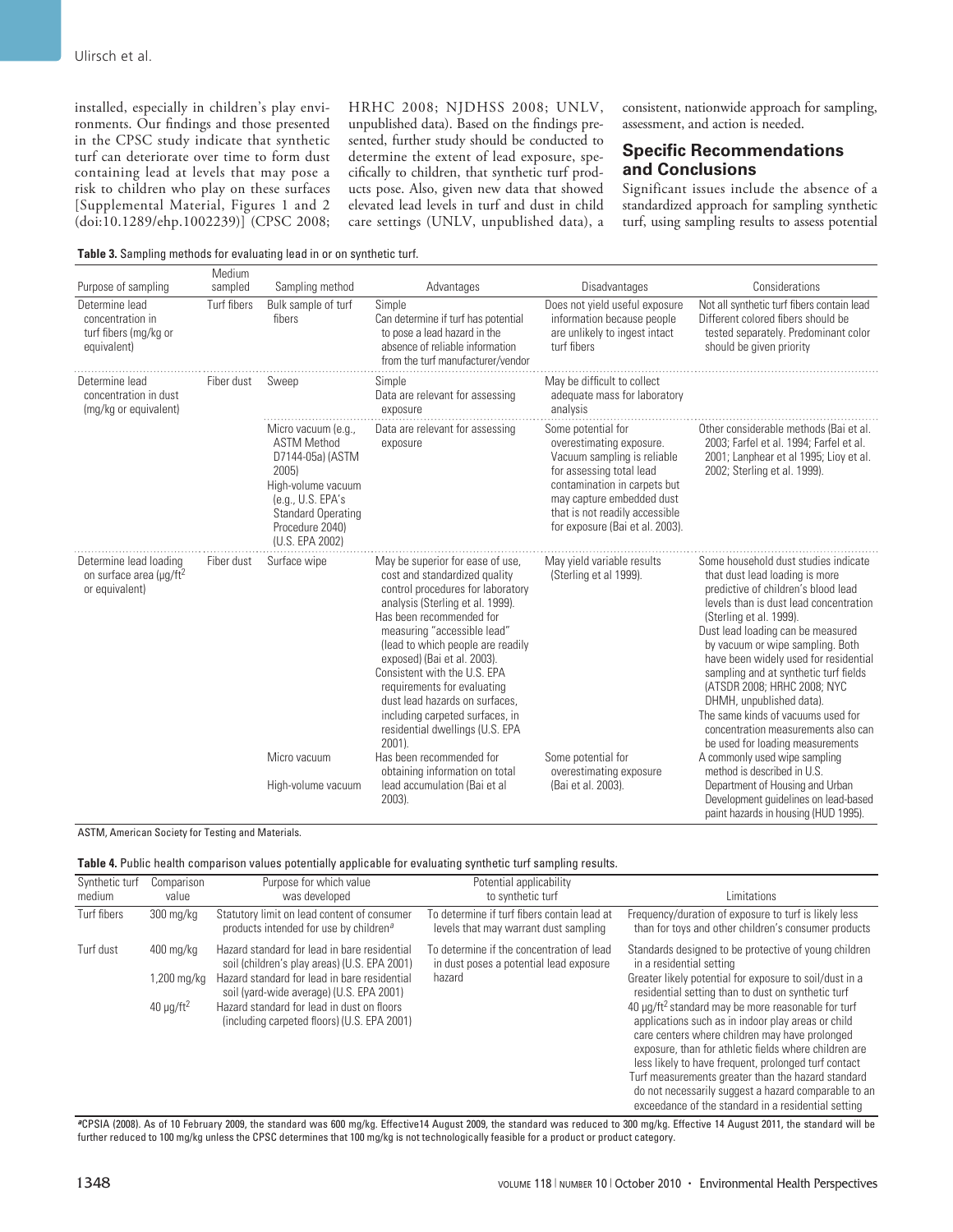installed, especially in children's play environments. Our findings and those presented in the CPSC study indicate that synthetic turf can deteriorate over time to form dust containing lead at levels that may pose a risk to children who play on these surfaces [Supplemental Material, Figures 1 and 2 (doi:10.1289/ehp.1002239)] (CPSC 2008; HRHC 2008; NJDHSS 2008; UNLV, unpublished data). Based on the findings presented, further study should be conducted to determine the extent of lead exposure, specifically to children, that synthetic turf products pose. Also, given new data that showed elevated lead levels in turf and dust in child care settings (UNLV, unpublished data), a consistent, nationwide approach for sampling, assessment, and action is needed.

## Specific Recommendations and Conclusions

Significant issues include the absence of a standardized approach for sampling synthetic turf, using sampling results to assess potential

**Table 3.** Sampling methods for evaluating lead in or on synthetic turf.

| Purpose of sampling | Medium sampled | Sampling method | Advantages | Disadvantages | Considerations |
|---|---|---|---|---|---|
| Determine lead concentration in turf fibers (mg/kg or equivalent) | Turf fibers | Bulk sample of turf fibers | Simple<br>Can determine if turf has potential to pose a lead hazard in the absence of reliable information from the turf manufacturer/vendor | Does not yield useful exposure information because people are unlikely to ingest intact turf fibers | Not all synthetic turf fibers contain lead<br>Different colored fibers should be tested separately. Predominant color should be given priority |
| Determine lead concentration in dust (mg/kg or equivalent) | Fiber dust | Sweep | Simple<br>Data are relevant for assessing exposure | May be difficult to collect adequate mass for laboratory analysis | |
| | | Micro vacuum (e.g., ASTM Method D7144-05a) (ASTM 2005)<br>High-volume vacuum (e.g., U.S. EPA's Standard Operating Procedure 2040) (U.S. EPA 2002) | Data are relevant for assessing exposure | Some potential for overestimating exposure. Vacuum sampling is reliable for assessing total lead contamination in carpets but may capture embedded dust that is not readily accessible for exposure (Bai et al. 2003). | Other considerable methods (Bai et al. 2003; Farfel et al. 1994; Farfel et al. 2001; Lanphear et al 1995; Lioy et al. 2002; Sterling et al. 1999). |
| Determine lead loading on surface area (µg/ft$^2$ or equivalent) | Fiber dust | Surface wipe | May be superior for ease of use, cost and standardized quality control procedures for laboratory analysis (Sterling et al. 1999).<br>Has been recommended for measuring "accessible lead" (lead to which people are readily exposed) (Bai et al. 2003).<br>Consistent with the U.S. EPA requirements for evaluating dust lead hazards on surfaces, including carpeted surfaces, in residential dwellings (U.S. EPA 2001). | May yield variable results (Sterling et al 1999). | Some household dust studies indicate that dust lead loading is more predictive of children's blood lead levels than is dust lead concentration (Sterling et al. 1999).<br>Dust lead loading can be measured by vacuum or wipe sampling. Both have been widely used for residential sampling and at synthetic turf fields (ATSDR 2008; HRHC 2008; NYC DHMH, unpublished data).<br>The same kinds of vacuums used for concentration measurements also can be used for loading measurements |
| | | Micro vacuum<br>High-volume vacuum | Has been recommended for obtaining information on total lead accumulation (Bai et al 2003). | Some potential for overestimating exposure (Bai et al. 2003). | A commonly used wipe sampling method is described in U.S. Department of Housing and Urban Development guidelines on lead-based paint hazards in housing (HUD 1995). |

ASTM, American Society for Testing and Materials.

**Table 4.** Public health comparison values potentially applicable for evaluating synthetic turf sampling results.

| Synthetic turf medium | Comparison value | Purpose for which value was developed | Potential applicability to synthetic turf | Limitations |
|---|---|---|---|---|
| Turf fibers | 300 mg/kg | Statutory limit on lead content of consumer products intended for use by children[a] | To determine if turf fibers contain lead at levels that may warrant dust sampling | Frequency/duration of exposure to turf is likely less than for toys and other children's consumer products |
| Turf dust | 400 mg/kg | Hazard standard for lead in bare residential soil (children's play areas) (U.S. EPA 2001) | To determine if the concentration of lead in dust poses a potential lead exposure hazard | Standards designed to be protective of young children in a residential setting |
| | 1,200 mg/kg | Hazard standard for lead in bare residential soil (yard-wide average) (U.S. EPA 2001) | | Greater likely potential for exposure to soil/dust in a residential setting than to dust on synthetic turf |
| | 40 µg/ft$^2$ | Hazard standard for lead in dust on floors (including carpeted floors) (U.S. EPA 2001) | | 40 µg/ft$^2$ standard may be more reasonable for turf applications such as in indoor play areas or child care centers where children may have prolonged exposure, than for athletic fields where children are less likely to have frequent, prolonged turf contact<br>Turf measurements greater than the hazard standard do not necessarily suggest a hazard comparable to an exceedance of the standard in a residential setting |

[a]CPSIA (2008). As of 10 February 2009, the standard was 600 mg/kg. Effective14 August 2009, the standard was reduced to 300 mg/kg. Effective 14 August 2011, the standard will be further reduced to 100 mg/kg unless the CPSC determines that 100 mg/kg is not technologically feasible for a product or product category.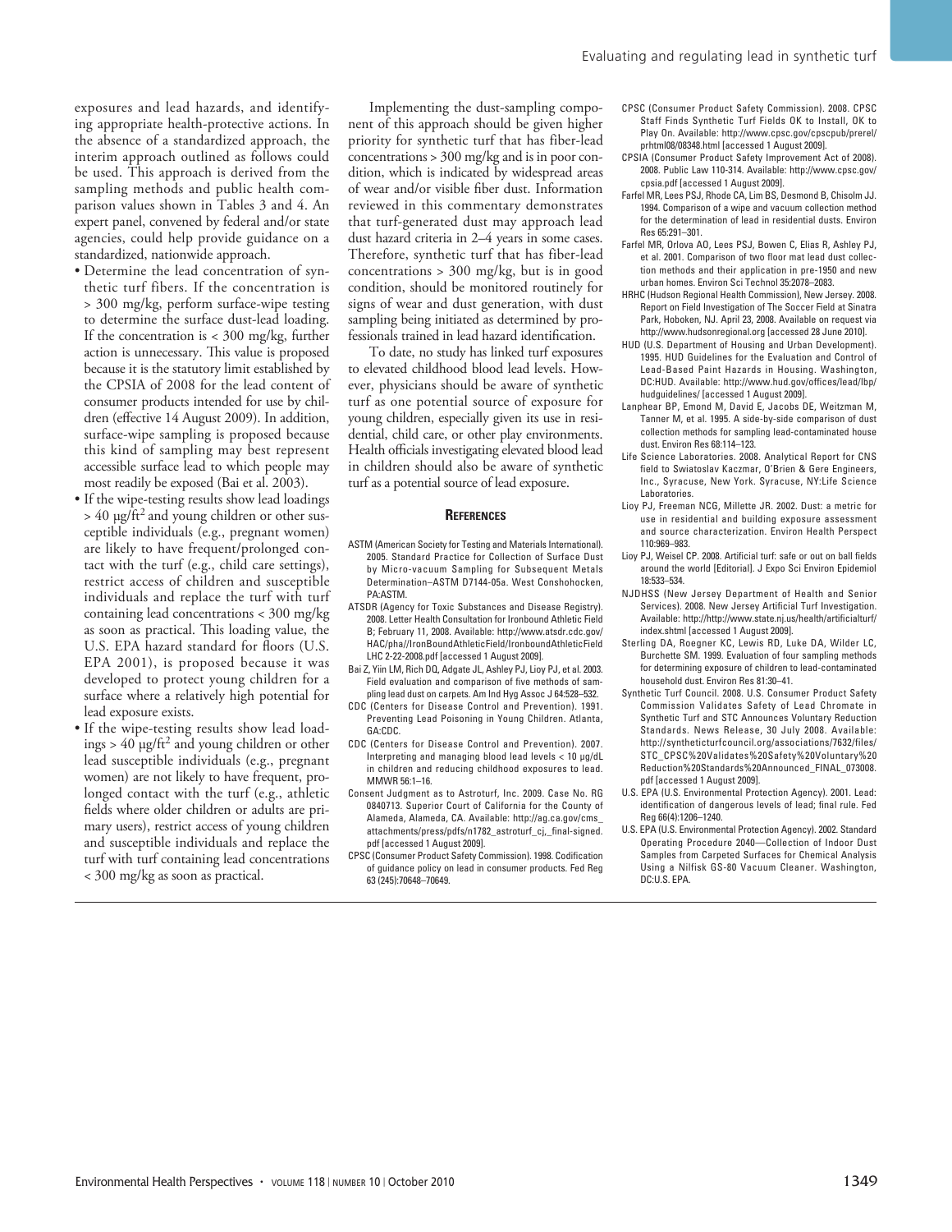exposures and lead hazards, and identifying appropriate health-protective actions. In the absence of a standardized approach, the interim approach outlined as follows could be used. This approach is derived from the sampling methods and public health comparison values shown in Tables 3 and 4. An expert panel, convened by federal and/or state agencies, could help provide guidance on a standardized, nationwide approach.

- Determine the lead concentration of synthetic turf fibers. If the concentration is > 300 mg/kg, perform surface-wipe testing to determine the surface dust-lead loading. If the concentration is < 300 mg/kg, further action is unnecessary. This value is proposed because it is the statutory limit established by the CPSIA of 2008 for the lead content of consumer products intended for use by children (effective 14 August 2009). In addition, surface-wipe sampling is proposed because this kind of sampling may best represent accessible surface lead to which people may most readily be exposed (Bai et al. 2003).
- If the wipe-testing results show lead loadings > 40 µg/ft$^2$ and young children or other susceptible individuals (e.g., pregnant women) are likely to have frequent/prolonged contact with the turf (e.g., child care settings), restrict access of children and susceptible individuals and replace the turf with turf containing lead concentrations < 300 mg/kg as soon as practical. This loading value, the U.S. EPA hazard standard for floors (U.S. EPA 2001), is proposed because it was developed to protect young children for a surface where a relatively high potential for lead exposure exists.
- If the wipe-testing results show lead loadings > 40 µg/ft$^2$ and young children or other lead susceptible individuals (e.g., pregnant women) are not likely to have frequent, prolonged contact with the turf (e.g., athletic fields where older children or adults are primary users), restrict access of young children and susceptible individuals and replace the turf with turf containing lead concentrations < 300 mg/kg as soon as practical.

Implementing the dust-sampling component of this approach should be given higher priority for synthetic turf that has fiber-lead concentrations > 300 mg/kg and is in poor condition, which is indicated by widespread areas of wear and/or visible fiber dust. Information reviewed in this commentary demonstrates that turf-generated dust may approach lead dust hazard criteria in 2–4 years in some cases. Therefore, synthetic turf that has fiber-lead concentrations > 300 mg/kg, but is in good condition, should be monitored routinely for signs of wear and dust generation, with dust sampling being initiated as determined by professionals trained in lead hazard identification.

To date, no study has linked turf exposures to elevated childhood blood lead levels. However, physicians should be aware of synthetic turf as one potential source of exposure for young children, especially given its use in residential, child care, or other play environments. Health officials investigating elevated blood lead in children should also be aware of synthetic turf as a potential source of lead exposure.

## References

ASTM (American Society for Testing and Materials International). 2005. Standard Practice for Collection of Surface Dust by Micro-vacuum Sampling for Subsequent Metals Determination–ASTM D7144-05a. West Conshohocken, PA:ASTM.

ATSDR (Agency for Toxic Substances and Disease Registry). 2008. Letter Health Consultation for Ironbound Athletic Field B; February 11, 2008. Available: http://www.atsdr.cdc.gov/HAC/pha//IronBoundAthleticField/IronboundAthleticField LHC 2-22-2008.pdf [accessed 1 August 2009].

Bai Z, Yiin LM, Rich DQ, Adgate JL, Ashley PJ, Lioy PJ, et al. 2003. Field evaluation and comparison of five methods of sampling lead dust on carpets. Am Ind Hyg Assoc J 64:528–532.

CDC (Centers for Disease Control and Prevention). 1991. Preventing Lead Poisoning in Young Children. Atlanta, GA:CDC.

CDC (Centers for Disease Control and Prevention). 2007. Interpreting and managing blood lead levels < 10 µg/dL in children and reducing childhood exposures to lead. MMWR 56:1–16.

Consent Judgment as to Astroturf, Inc. 2009. Case No. RG 0840713. Superior Court of California for the County of Alameda, Alameda, CA. Available: http://ag.ca.gov/cms_attachments/press/pdfs/n1782_astroturf_cj,_final-signed.pdf [accessed 1 August 2009].

CPSC (Consumer Product Safety Commission). 1998. Codification of guidance policy on lead in consumer products. Fed Reg 63 (245):70648–70649.

CPSC (Consumer Product Safety Commission). 2008. CPSC Staff Finds Synthetic Turf Fields OK to Install, OK to Play On. Available: http://www.cpsc.gov/cpscpub/prerel/prhtml08/08348.html [accessed 1 August 2009].

CPSIA (Consumer Product Safety Improvement Act of 2008). 2008. Public Law 110-314. Available: http://www.cpsc.gov/cpsia.pdf [accessed 1 August 2009].

Farfel MR, Lees PSJ, Rhode CA, Lim BS, Desmond B, Chisolm JJ. 1994. Comparison of a wipe and vacuum collection method for the determination of lead in residential dusts. Environ Res 65:291–301.

Farfel MR, Orlova AO, Lees PSJ, Bowen C, Elias R, Ashley PJ, et al. 2001. Comparison of two floor mat lead dust collection methods and their application in pre-1950 and new urban homes. Environ Sci Technol 35:2078–2083.

HRHC (Hudson Regional Health Commission), New Jersey. 2008. Report on Field Investigation of The Soccer Field at Sinatra Park, Hoboken, NJ. April 23, 2008. Available on request via http://www.hudsonregional.org [accessed 28 June 2010].

HUD (U.S. Department of Housing and Urban Development). 1995. HUD Guidelines for the Evaluation and Control of Lead-Based Paint Hazards in Housing. Washington, DC:HUD. Available: http://www.hud.gov/offices/lead/lbp/hudguidelines/ [accessed 1 August 2009].

Lanphear BP, Emond M, David E, Jacobs DE, Weitzman M, Tanner M, et al. 1995. A side-by-side comparison of dust collection methods for sampling lead-contaminated house dust. Environ Res 68:114–123.

Life Science Laboratories. 2008. Analytical Report for CNS field to Swiatoslav Kaczmar, O'Brien & Gere Engineers, Inc., Syracuse, New York. Syracuse, NY:Life Science Laboratories.

Lioy PJ, Freeman NCG, Millette JR. 2002. Dust: a metric for use in residential and building exposure assessment and source characterization. Environ Health Perspect 110:969–983.

Lioy PJ, Weisel CP. 2008. Artificial turf: safe or out on ball fields around the world [Editorial]. J Expo Sci Environ Epidemiol 18:533–534.

NJDHSS (New Jersey Department of Health and Senior Services). 2008. New Jersey Artificial Turf Investigation. Available: http://http://www.state.nj.us/health/artificialturf/index.shtml [accessed 1 August 2009].

Sterling DA, Roegner KC, Lewis RD, Luke DA, Wilder LC, Burchette SM. 1999. Evaluation of four sampling methods for determining exposure of children to lead-contaminated household dust. Environ Res 81:30–41.

Synthetic Turf Council. 2008. U.S. Consumer Product Safety Commission Validates Safety of Lead Chromate in Synthetic Turf and STC Announces Voluntary Reduction Standards. News Release, 30 July 2008. Available: http://syntheticturfcouncil.org/associations/7632/files/STC_CPSC%20Validates%20Safety%20Voluntary%20Reduction%20Standards%20Announced_FINAL_073008.pdf [accessed 1 August 2009].

U.S. EPA (U.S. Environmental Protection Agency). 2001. Lead: identification of dangerous levels of lead; final rule. Fed Reg 66(4):1206–1240.

U.S. EPA (U.S. Environmental Protection Agency). 2002. Standard Operating Procedure 2040—Collection of Indoor Dust Samples from Carpeted Surfaces for Chemical Analysis Using a Nilfisk GS-80 Vacuum Cleaner. Washington, DC:U.S. EPA.